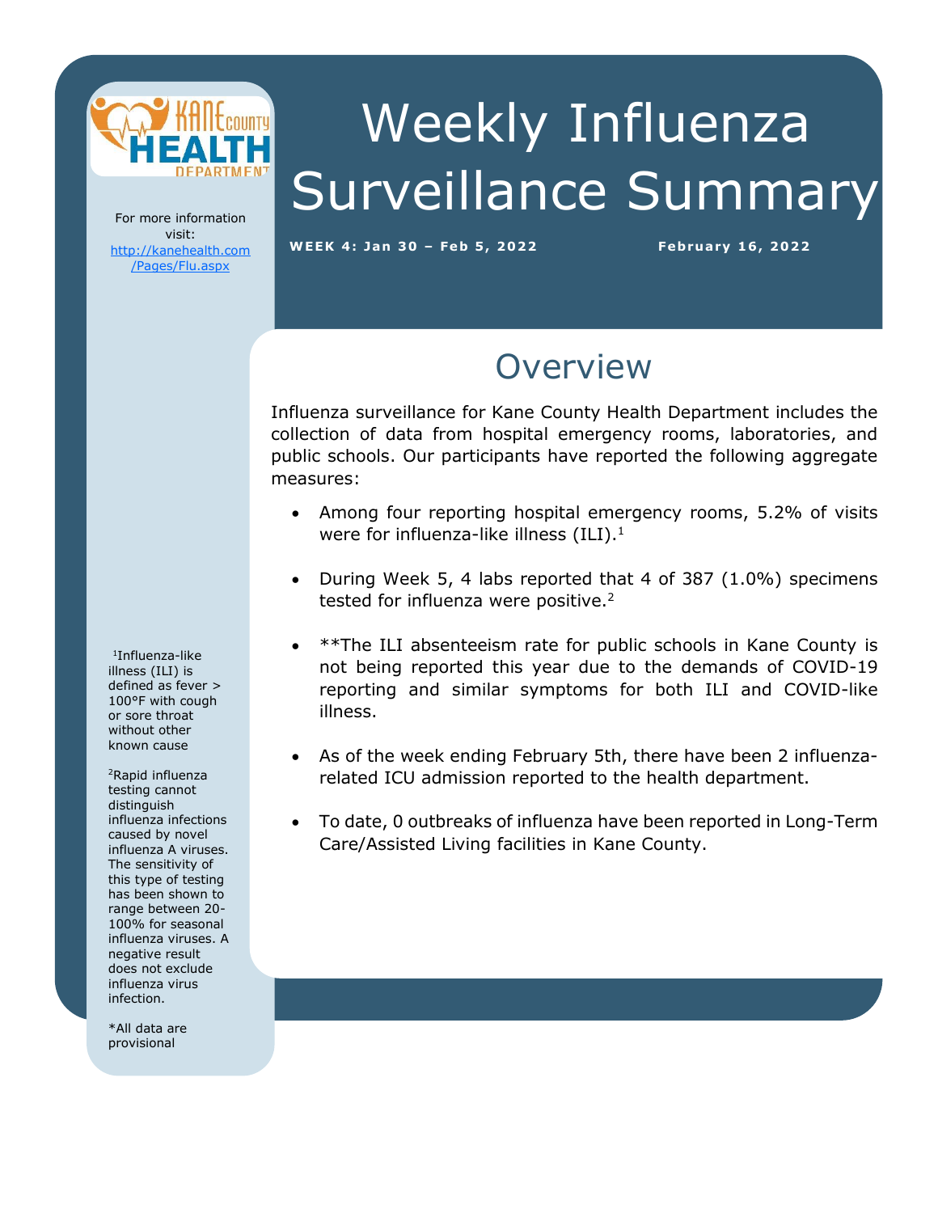# Weekly Influenza Surveillance Summary

**WEEK 4: Jan 30 – Feb 5, 2022** **February 16, 2022**

For more information visit: [http://kanehealth.com/Pages/Flu.aspx](http://kanehealth.com/Pages/Flu.aspx)

## Overview

Influenza surveillance for Kane County Health Department includes the collection of data from hospital emergency rooms, laboratories, and public schools. Our participants have reported the following aggregate measures:

- Among four reporting hospital emergency rooms, 5.2% of visits were for influenza-like illness (ILI).[1]
- During Week 5, 4 labs reported that 4 of 387 (1.0%) specimens tested for influenza were positive.[2]
- **The ILI absenteeism rate for public schools in Kane County is not being reported this year due to the demands of COVID-19 reporting and similar symptoms for both ILI and COVID-like illness.
- As of the week ending February 5th, there have been 2 influenza-related ICU admission reported to the health department.
- To date, 0 outbreaks of influenza have been reported in Long-Term Care/Assisted Living facilities in Kane County.

[1]Influenza-like illness (ILI) is defined as fever > 100°F with cough or sore throat without other known cause

[2]Rapid influenza testing cannot distinguish influenza infections caused by novel influenza A viruses. The sensitivity of this type of testing has been shown to range between 20-100% for seasonal influenza viruses. A negative result does not exclude influenza virus infection.

*All data are provisional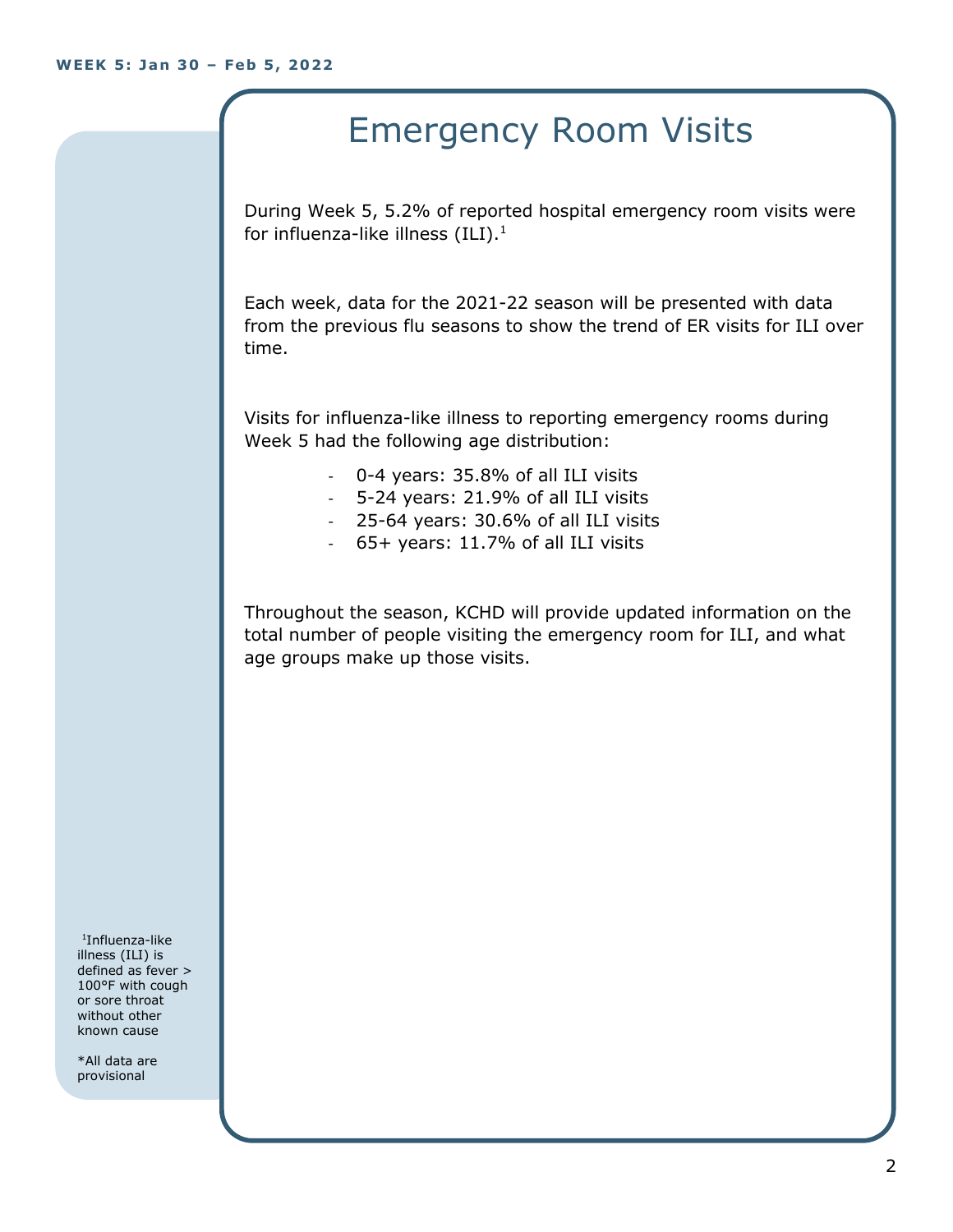# Emergency Room Visits

During Week 5, 5.2% of reported hospital emergency room visits were for influenza-like illness (ILI).[1]

Each week, data for the 2021-22 season will be presented with data from the previous flu seasons to show the trend of ER visits for ILI over time.

Visits for influenza-like illness to reporting emergency rooms during Week 5 had the following age distribution:

- 0-4 years: 35.8% of all ILI visits
- 5-24 years: 21.9% of all ILI visits
- 25-64 years: 30.6% of all ILI visits
- 65+ years: 11.7% of all ILI visits

Throughout the season, KCHD will provide updated information on the total number of people visiting the emergency room for ILI, and what age groups make up those visits.

[1]Influenza-like illness (ILI) is defined as fever > 100°F with cough or sore throat without other known cause

*All data are provisional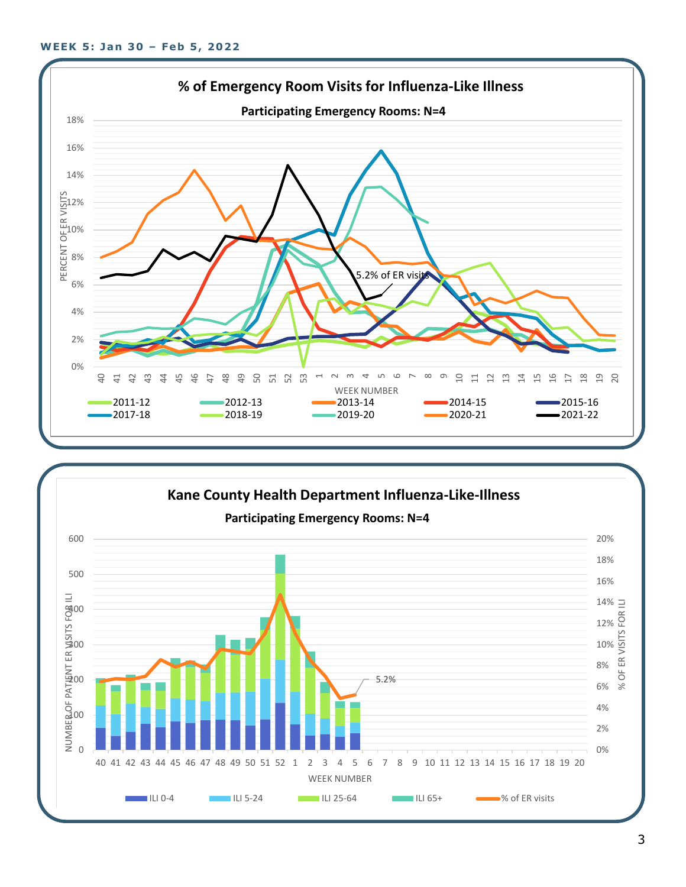**WEEK 5: Jan 30 – Feb 5, 2022**

## % of Emergency Room Visits for Influenza-Like Illness

**Participating Emergency Rooms: N=4**

PERCENT OF ER VISITS: 0%, 2%, 4%, 6%, 8%, 10%, 12%, 14%, 16%, 18%

WEEK NUMBER: 40 41 42 43 44 45 46 47 48 49 50 51 52 53 1 2 3 4 5 6 7 8 9 10 11 12 13 14 15 16 17 18 19 20

5.2% of ER visits

Legend: 2011-12, 2012-13, 2013-14, 2014-15, 2015-16, 2017-18, 2018-19, 2019-20, 2020-21, 2021-22

## Kane County Health Department Influenza-Like-Illness

**Participating Emergency Rooms: N=4**

NUMBER OF PATIENT ER VISITS FOR ILI: 0, 100, 200, 300, 400, 500, 600

% OF ER VISITS FOR ILI: 0%, 2%, 4%, 6%, 8%, 10%, 12%, 14%, 16%, 18%, 20%

WEEK NUMBER: 40 41 42 43 44 45 46 47 48 49 50 51 52 1 2 3 4 5 6 7 8 9 10 11 12 13 14 15 16 17 18 19 20

5.2%

Legend: ILI 0-4, ILI 5-24, ILI 25-64, ILI 65+, % of ER visits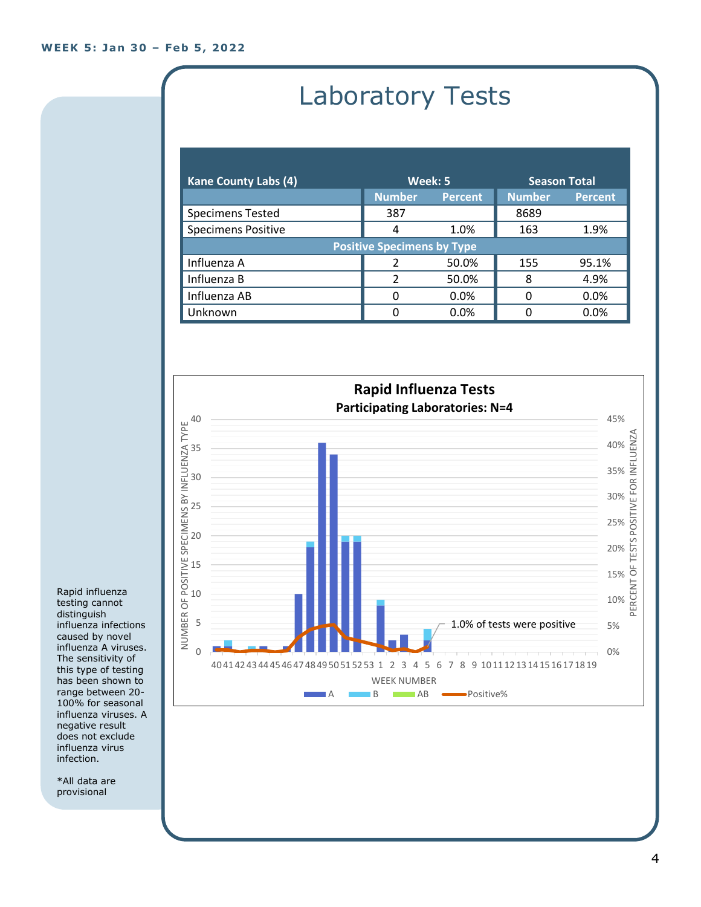WEEK 5: Jan 30 – Feb 5, 2022

# Laboratory Tests

| Kane County Labs (4) | Week: 5 | | Season Total | |
|---|---|---|---|---|
| | Number | Percent | Number | Percent |
| Specimens Tested | 387 | | 8689 | |
| Specimens Positive | 4 | 1.0% | 163 | 1.9% |
| **Positive Specimens by Type** | | | | |
| Influenza A | 2 | 50.0% | 155 | 95.1% |
| Influenza B | 2 | 50.0% | 8 | 4.9% |
| Influenza AB | 0 | 0.0% | 0 | 0.0% |
| Unknown | 0 | 0.0% | 0 | 0.0% |

**Rapid Influenza Tests**

**Participating Laboratories: N=4**

1.0% of tests were positive

Rapid influenza testing cannot distinguish influenza infections caused by novel influenza A viruses. The sensitivity of this type of testing has been shown to range between 20-100% for seasonal influenza viruses. A negative result does not exclude influenza virus infection.

*All data are provisional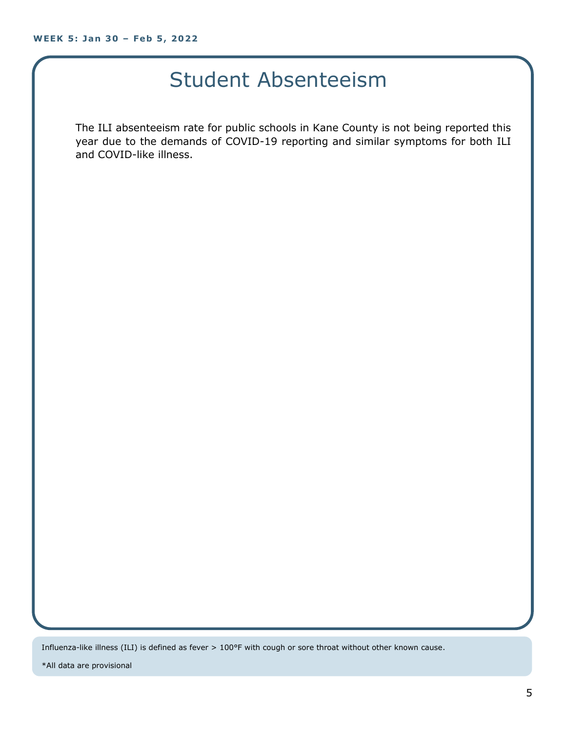# Student Absenteeism

The ILI absenteeism rate for public schools in Kane County is not being reported this year due to the demands of COVID-19 reporting and similar symptoms for both ILI and COVID-like illness.

Influenza-like illness (ILI) is defined as fever > 100°F with cough or sore throat without other known cause.

*All data are provisional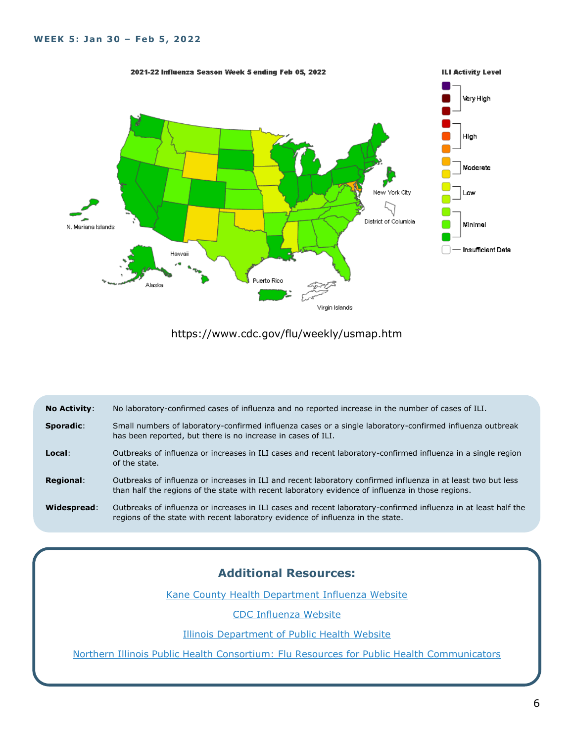**WEEK 5: Jan 30 – Feb 5, 2022**

2021-22 Influenza Season Week 5 ending Feb 05, 2022

ILI Activity Level

Very High

High

Moderate

Low

Minimal

Insufficient Data

N. Mariana Islands

New York City

District of Columbia

Hawaii

Alaska

Puerto Rico

Virgin Islands

https://www.cdc.gov/flu/weekly/usmap.htm

| | |
|---|---|
| **No Activity**: | No laboratory-confirmed cases of influenza and no reported increase in the number of cases of ILI. |
| **Sporadic**: | Small numbers of laboratory-confirmed influenza cases or a single laboratory-confirmed influenza outbreak has been reported, but there is no increase in cases of ILI. |
| **Local**: | Outbreaks of influenza or increases in ILI cases and recent laboratory-confirmed influenza in a single region of the state. |
| **Regional**: | Outbreaks of influenza or increases in ILI and recent laboratory confirmed influenza in at least two but less than half the regions of the state with recent laboratory evidence of influenza in those regions. |
| **Widespread**: | Outbreaks of influenza or increases in ILI cases and recent laboratory-confirmed influenza in at least half the regions of the state with recent laboratory evidence of influenza in the state. |

## Additional Resources:

Kane County Health Department Influenza Website

CDC Influenza Website

Illinois Department of Public Health Website

Northern Illinois Public Health Consortium: Flu Resources for Public Health Communicators